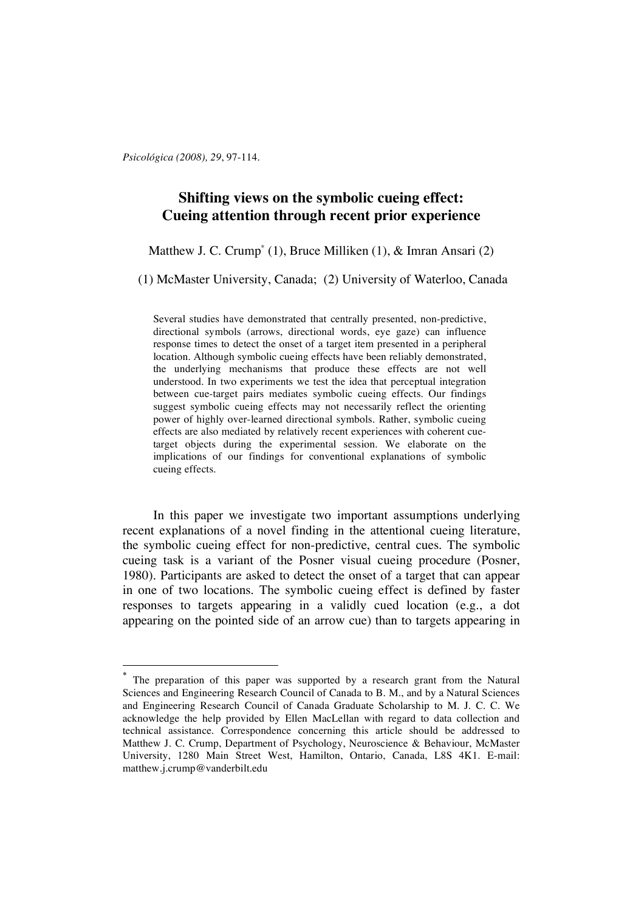# Shifting views on the symbolic cueing effect: Cueing attention through recent prior experience

Matthew J. C. Crump* (1), Bruce Milliken (1), & Imran Ansari (2)

(1) McMaster University, Canada; (2) University of Waterloo, Canada

> Several studies have demonstrated that centrally presented, non-predictive, directional symbols (arrows, directional words, eye gaze) can influence response times to detect the onset of a target item presented in a peripheral location. Although symbolic cueing effects have been reliably demonstrated, the underlying mechanisms that produce these effects are not well understood. In two experiments we test the idea that perceptual integration between cue-target pairs mediates symbolic cueing effects. Our findings suggest symbolic cueing effects may not necessarily reflect the orienting power of highly over-learned directional symbols. Rather, symbolic cueing effects are also mediated by relatively recent experiences with coherent cue-target objects during the experimental session. We elaborate on the implications of our findings for conventional explanations of symbolic cueing effects.

In this paper we investigate two important assumptions underlying recent explanations of a novel finding in the attentional cueing literature, the symbolic cueing effect for non-predictive, central cues. The symbolic cueing task is a variant of the Posner visual cueing procedure (Posner, 1980). Participants are asked to detect the onset of a target that can appear in one of two locations. The symbolic cueing effect is defined by faster responses to targets appearing in a validly cued location (e.g., a dot appearing on the pointed side of an arrow cue) than to targets appearing in

---

* The preparation of this paper was supported by a research grant from the Natural Sciences and Engineering Research Council of Canada to B. M., and by a Natural Sciences and Engineering Research Council of Canada Graduate Scholarship to M. J. C. C. We acknowledge the help provided by Ellen MacLellan with regard to data collection and technical assistance. Correspondence concerning this article should be addressed to Matthew J. C. Crump, Department of Psychology, Neuroscience & Behaviour, McMaster University, 1280 Main Street West, Hamilton, Ontario, Canada, L8S 4K1. E-mail: matthew.j.crump@vanderbilt.edu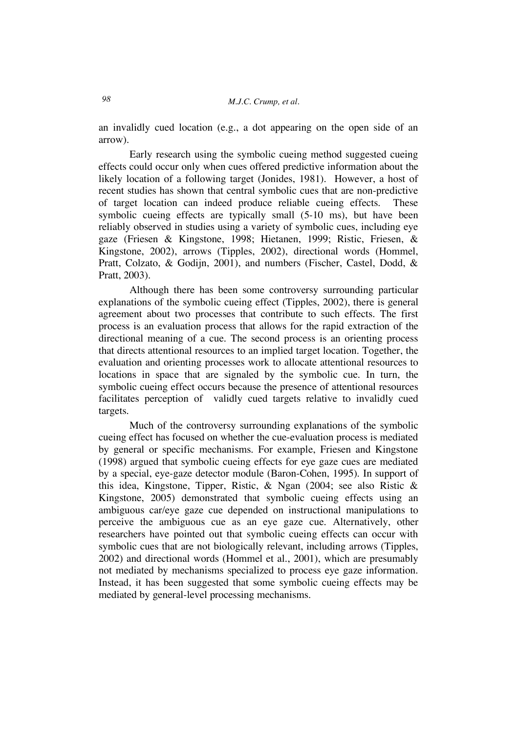an invalidly cued location (e.g., a dot appearing on the open side of an arrow).

Early research using the symbolic cueing method suggested cueing effects could occur only when cues offered predictive information about the likely location of a following target (Jonides, 1981). However, a host of recent studies has shown that central symbolic cues that are non-predictive of target location can indeed produce reliable cueing effects. These symbolic cueing effects are typically small (5-10 ms), but have been reliably observed in studies using a variety of symbolic cues, including eye gaze (Friesen & Kingstone, 1998; Hietanen, 1999; Ristic, Friesen, & Kingstone, 2002), arrows (Tipples, 2002), directional words (Hommel, Pratt, Colzato, & Godijn, 2001), and numbers (Fischer, Castel, Dodd, & Pratt, 2003).

Although there has been some controversy surrounding particular explanations of the symbolic cueing effect (Tipples, 2002), there is general agreement about two processes that contribute to such effects. The first process is an evaluation process that allows for the rapid extraction of the directional meaning of a cue. The second process is an orienting process that directs attentional resources to an implied target location. Together, the evaluation and orienting processes work to allocate attentional resources to locations in space that are signaled by the symbolic cue. In turn, the symbolic cueing effect occurs because the presence of attentional resources facilitates perception of validly cued targets relative to invalidly cued targets.

Much of the controversy surrounding explanations of the symbolic cueing effect has focused on whether the cue-evaluation process is mediated by general or specific mechanisms. For example, Friesen and Kingstone (1998) argued that symbolic cueing effects for eye gaze cues are mediated by a special, eye-gaze detector module (Baron-Cohen, 1995). In support of this idea, Kingstone, Tipper, Ristic, & Ngan (2004; see also Ristic & Kingstone, 2005) demonstrated that symbolic cueing effects using an ambiguous car/eye gaze cue depended on instructional manipulations to perceive the ambiguous cue as an eye gaze cue. Alternatively, other researchers have pointed out that symbolic cueing effects can occur with symbolic cues that are not biologically relevant, including arrows (Tipples, 2002) and directional words (Hommel et al., 2001), which are presumably not mediated by mechanisms specialized to process eye gaze information. Instead, it has been suggested that some symbolic cueing effects may be mediated by general-level processing mechanisms.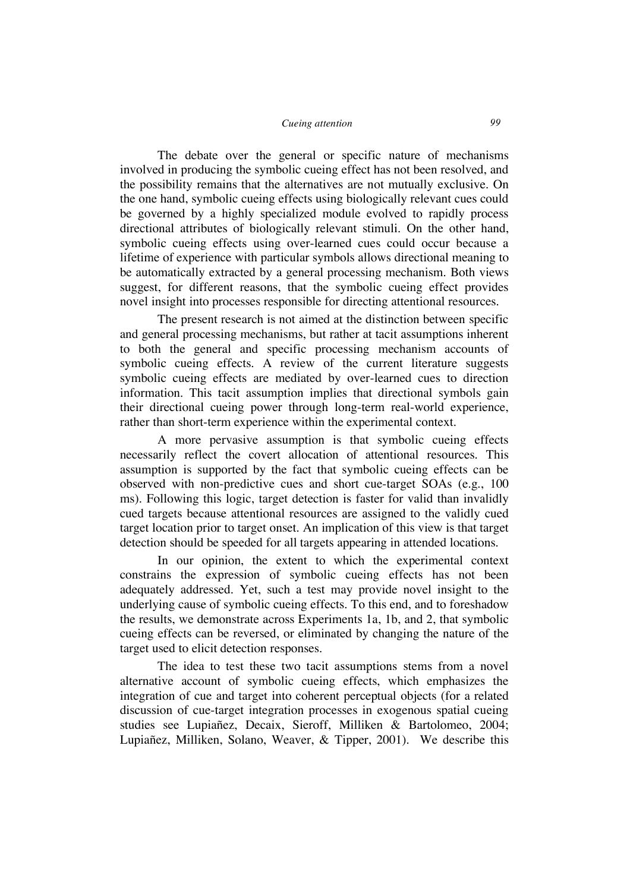The debate over the general or specific nature of mechanisms involved in producing the symbolic cueing effect has not been resolved, and the possibility remains that the alternatives are not mutually exclusive. On the one hand, symbolic cueing effects using biologically relevant cues could be governed by a highly specialized module evolved to rapidly process directional attributes of biologically relevant stimuli. On the other hand, symbolic cueing effects using over-learned cues could occur because a lifetime of experience with particular symbols allows directional meaning to be automatically extracted by a general processing mechanism. Both views suggest, for different reasons, that the symbolic cueing effect provides novel insight into processes responsible for directing attentional resources.

The present research is not aimed at the distinction between specific and general processing mechanisms, but rather at tacit assumptions inherent to both the general and specific processing mechanism accounts of symbolic cueing effects. A review of the current literature suggests symbolic cueing effects are mediated by over-learned cues to direction information. This tacit assumption implies that directional symbols gain their directional cueing power through long-term real-world experience, rather than short-term experience within the experimental context.

A more pervasive assumption is that symbolic cueing effects necessarily reflect the covert allocation of attentional resources. This assumption is supported by the fact that symbolic cueing effects can be observed with non-predictive cues and short cue-target SOAs (e.g., 100 ms). Following this logic, target detection is faster for valid than invalidly cued targets because attentional resources are assigned to the validly cued target location prior to target onset. An implication of this view is that target detection should be speeded for all targets appearing in attended locations.

In our opinion, the extent to which the experimental context constrains the expression of symbolic cueing effects has not been adequately addressed. Yet, such a test may provide novel insight to the underlying cause of symbolic cueing effects. To this end, and to foreshadow the results, we demonstrate across Experiments 1a, 1b, and 2, that symbolic cueing effects can be reversed, or eliminated by changing the nature of the target used to elicit detection responses.

The idea to test these two tacit assumptions stems from a novel alternative account of symbolic cueing effects, which emphasizes the integration of cue and target into coherent perceptual objects (for a related discussion of cue-target integration processes in exogenous spatial cueing studies see Lupiañez, Decaix, Sieroff, Milliken & Bartolomeo, 2004; Lupiañez, Milliken, Solano, Weaver, & Tipper, 2001). We describe this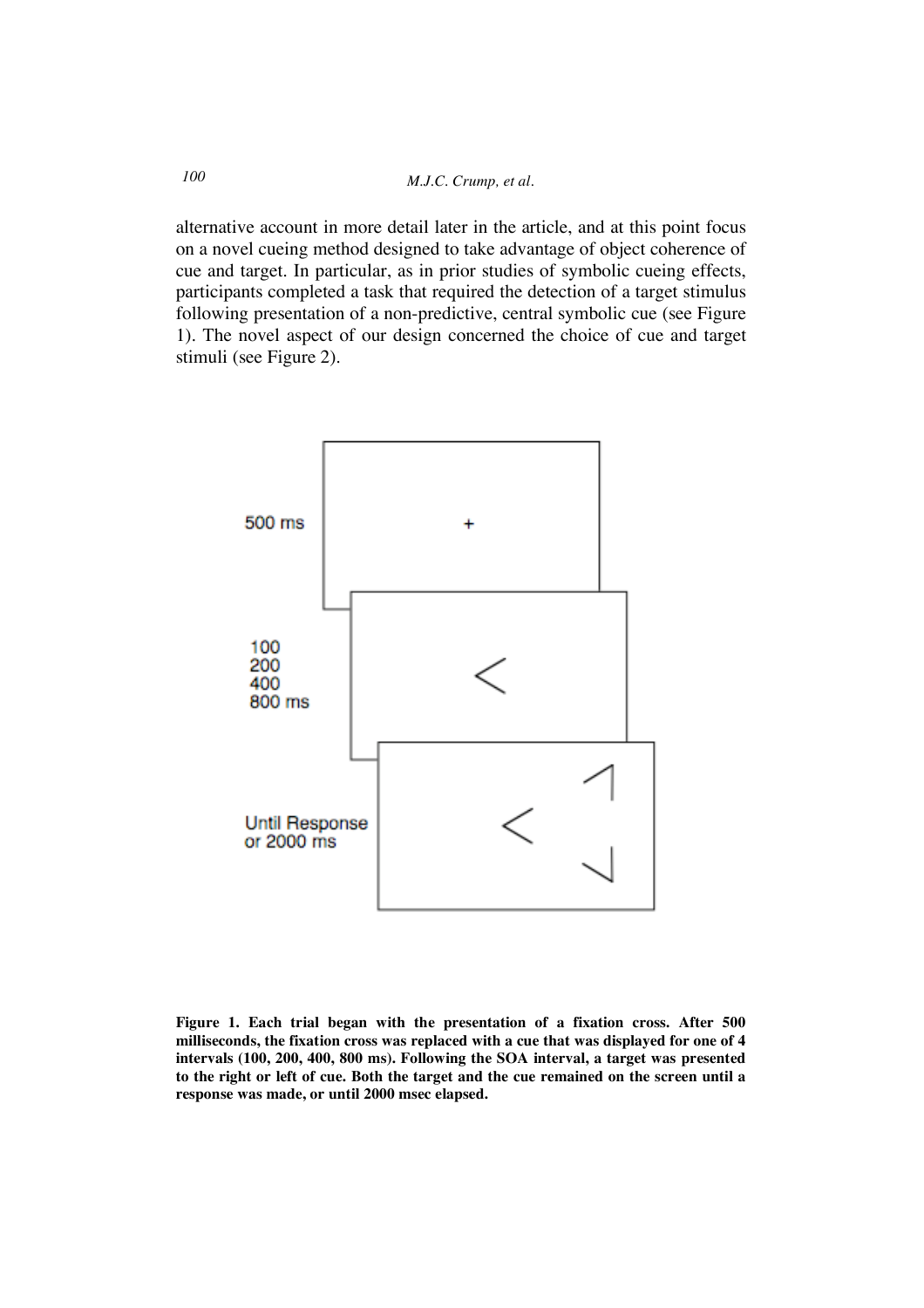alternative account in more detail later in the article, and at this point focus on a novel cueing method designed to take advantage of object coherence of cue and target. In particular, as in prior studies of symbolic cueing effects, participants completed a task that required the detection of a target stimulus following presentation of a non-predictive, central symbolic cue (see Figure 1). The novel aspect of our design concerned the choice of cue and target stimuli (see Figure 2).

**Figure 1. Each trial began with the presentation of a fixation cross. After 500 milliseconds, the fixation cross was replaced with a cue that was displayed for one of 4 intervals (100, 200, 400, 800 ms). Following the SOA interval, a target was presented to the right or left of cue. Both the target and the cue remained on the screen until a response was made, or until 2000 msec elapsed.**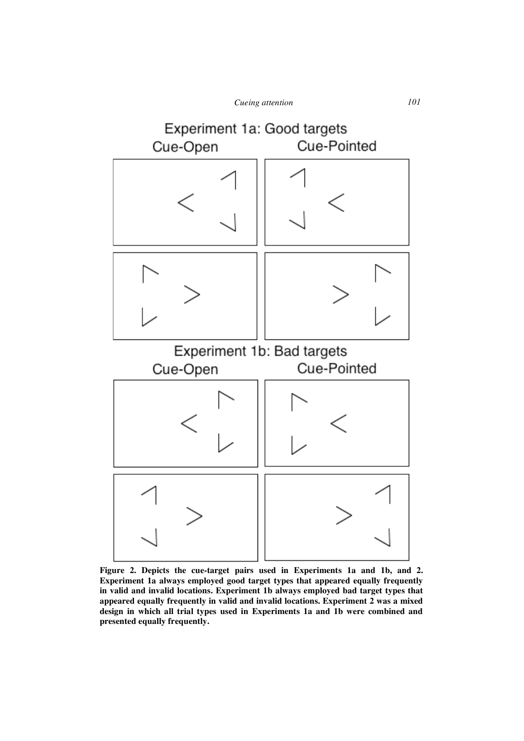Experiment 1a: Good targets

Cue-Open Cue-Pointed

Experiment 1b: Bad targets

Cue-Open Cue-Pointed

**Figure 2. Depicts the cue-target pairs used in Experiments 1a and 1b, and 2. Experiment 1a always employed good target types that appeared equally frequently in valid and invalid locations. Experiment 1b always employed bad target types that appeared equally frequently in valid and invalid locations. Experiment 2 was a mixed design in which all trial types used in Experiments 1a and 1b were combined and presented equally frequently.**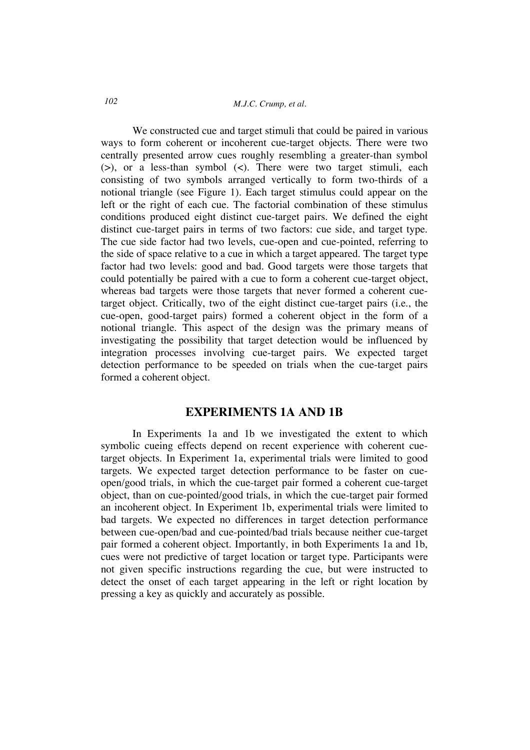We constructed cue and target stimuli that could be paired in various ways to form coherent or incoherent cue-target objects. There were two centrally presented arrow cues roughly resembling a greater-than symbol (>), or a less-than symbol (<). There were two target stimuli, each consisting of two symbols arranged vertically to form two-thirds of a notional triangle (see Figure 1). Each target stimulus could appear on the left or the right of each cue. The factorial combination of these stimulus conditions produced eight distinct cue-target pairs. We defined the eight distinct cue-target pairs in terms of two factors: cue side, and target type. The cue side factor had two levels, cue-open and cue-pointed, referring to the side of space relative to a cue in which a target appeared. The target type factor had two levels: good and bad. Good targets were those targets that could potentially be paired with a cue to form a coherent cue-target object, whereas bad targets were those targets that never formed a coherent cue-target object. Critically, two of the eight distinct cue-target pairs (i.e., the cue-open, good-target pairs) formed a coherent object in the form of a notional triangle. This aspect of the design was the primary means of investigating the possibility that target detection would be influenced by integration processes involving cue-target pairs. We expected target detection performance to be speeded on trials when the cue-target pairs formed a coherent object.

## EXPERIMENTS 1A AND 1B

In Experiments 1a and 1b we investigated the extent to which symbolic cueing effects depend on recent experience with coherent cue-target objects. In Experiment 1a, experimental trials were limited to good targets. We expected target detection performance to be faster on cue-open/good trials, in which the cue-target pair formed a coherent cue-target object, than on cue-pointed/good trials, in which the cue-target pair formed an incoherent object. In Experiment 1b, experimental trials were limited to bad targets. We expected no differences in target detection performance between cue-open/bad and cue-pointed/bad trials because neither cue-target pair formed a coherent object. Importantly, in both Experiments 1a and 1b, cues were not predictive of target location or target type. Participants were not given specific instructions regarding the cue, but were instructed to detect the onset of each target appearing in the left or right location by pressing a key as quickly and accurately as possible.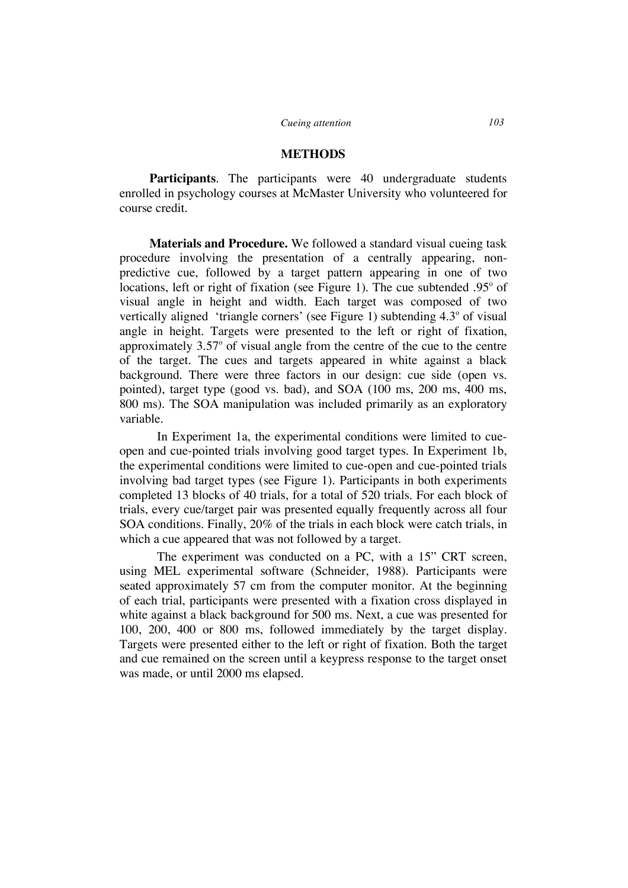## METHODS

**Participants**. The participants were 40 undergraduate students enrolled in psychology courses at McMaster University who volunteered for course credit.

**Materials and Procedure.** We followed a standard visual cueing task procedure involving the presentation of a centrally appearing, non-predictive cue, followed by a target pattern appearing in one of two locations, left or right of fixation (see Figure 1). The cue subtended .95º of visual angle in height and width. Each target was composed of two vertically aligned 'triangle corners' (see Figure 1) subtending 4.3º of visual angle in height. Targets were presented to the left or right of fixation, approximately 3.57º of visual angle from the centre of the cue to the centre of the target. The cues and targets appeared in white against a black background. There were three factors in our design: cue side (open vs. pointed), target type (good vs. bad), and SOA (100 ms, 200 ms, 400 ms, 800 ms). The SOA manipulation was included primarily as an exploratory variable.

In Experiment 1a, the experimental conditions were limited to cue-open and cue-pointed trials involving good target types. In Experiment 1b, the experimental conditions were limited to cue-open and cue-pointed trials involving bad target types (see Figure 1). Participants in both experiments completed 13 blocks of 40 trials, for a total of 520 trials. For each block of trials, every cue/target pair was presented equally frequently across all four SOA conditions. Finally, 20% of the trials in each block were catch trials, in which a cue appeared that was not followed by a target.

The experiment was conducted on a PC, with a 15" CRT screen, using MEL experimental software (Schneider, 1988). Participants were seated approximately 57 cm from the computer monitor. At the beginning of each trial, participants were presented with a fixation cross displayed in white against a black background for 500 ms. Next, a cue was presented for 100, 200, 400 or 800 ms, followed immediately by the target display. Targets were presented either to the left or right of fixation. Both the target and cue remained on the screen until a keypress response to the target onset was made, or until 2000 ms elapsed.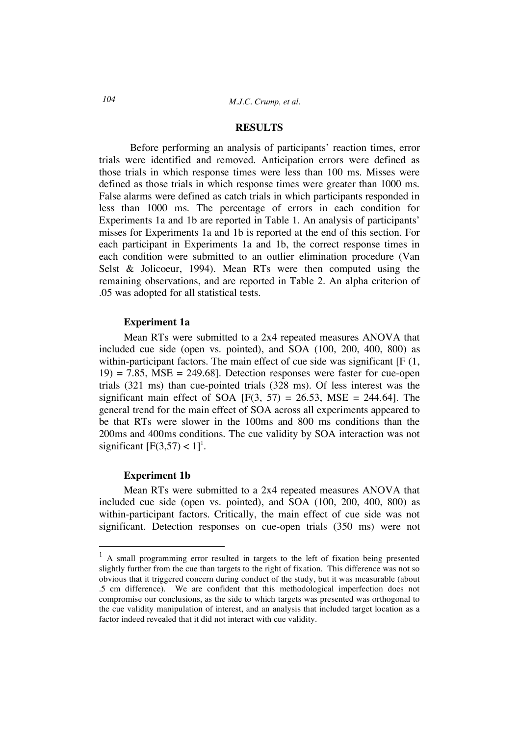## RESULTS

Before performing an analysis of participants' reaction times, error trials were identified and removed. Anticipation errors were defined as those trials in which response times were less than 100 ms. Misses were defined as those trials in which response times were greater than 1000 ms. False alarms were defined as catch trials in which participants responded in less than 1000 ms. The percentage of errors in each condition for Experiments 1a and 1b are reported in Table 1. An analysis of participants' misses for Experiments 1a and 1b is reported at the end of this section. For each participant in Experiments 1a and 1b, the correct response times in each condition were submitted to an outlier elimination procedure (Van Selst & Jolicoeur, 1994). Mean RTs were then computed using the remaining observations, and are reported in Table 2. An alpha criterion of .05 was adopted for all statistical tests.

### Experiment 1a

Mean RTs were submitted to a 2x4 repeated measures ANOVA that included cue side (open vs. pointed), and SOA (100, 200, 400, 800) as within-participant factors. The main effect of cue side was significant [$F(1, 19) = 7.85$, $MSE = 249.68$]. Detection responses were faster for cue-open trials (321 ms) than cue-pointed trials (328 ms). Of less interest was the significant main effect of SOA [$F(3, 57) = 26.53$, $MSE = 244.64$]. The general trend for the main effect of SOA across all experiments appeared to be that RTs were slower in the 100ms and 800 ms conditions than the 200ms and 400ms conditions. The cue validity by SOA interaction was not significant [$F(3,57) < 1$][1].

### Experiment 1b

Mean RTs were submitted to a 2x4 repeated measures ANOVA that included cue side (open vs. pointed), and SOA (100, 200, 400, 800) as within-participant factors. Critically, the main effect of cue side was not significant. Detection responses on cue-open trials (350 ms) were not

---

[1] A small programming error resulted in targets to the left of fixation being presented slightly further from the cue than targets to the right of fixation. This difference was not so obvious that it triggered concern during conduct of the study, but it was measurable (about .5 cm difference). We are confident that this methodological imperfection does not compromise our conclusions, as the side to which targets was presented was orthogonal to the cue validity manipulation of interest, and an analysis that included target location as a factor indeed revealed that it did not interact with cue validity.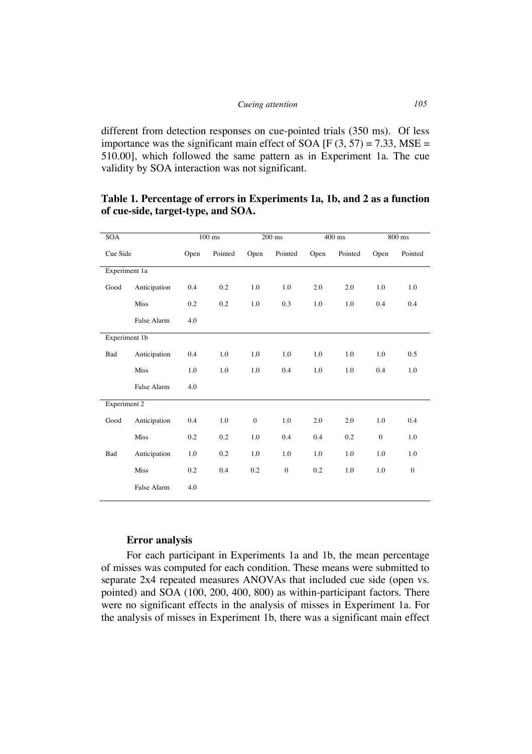different from detection responses on cue-pointed trials (350 ms). Of less importance was the significant main effect of SOA [$F(3, 57) = 7.33$, $MSE = 510.00$], which followed the same pattern as in Experiment 1a. The cue validity by SOA interaction was not significant.

**Table 1. Percentage of errors in Experiments 1a, 1b, and 2 as a function of cue-side, target-type, and SOA.**

| SOA | | 100 ms | | 200 ms | | 400 ms | | 800 ms | |
|---|---|---|---|---|---|---|---|---|---|
| Cue Side | | Open | Pointed | Open | Pointed | Open | Pointed | Open | Pointed |
| Experiment 1a | | | | | | | | | |
| Good | Anticipation | 0.4 | 0.2 | 1.0 | 1.0 | 2.0 | 2.0 | 1.0 | 1.0 |
| | Miss | 0.2 | 0.2 | 1.0 | 0.3 | 1.0 | 1.0 | 0.4 | 0.4 |
| | False Alarm | 4.0 | | | | | | | |
| Experiment 1b | | | | | | | | | |
| Bad | Anticipation | 0.4 | 1.0 | 1.0 | 1.0 | 1.0 | 1.0 | 1.0 | 0.5 |
| | Miss | 1.0 | 1.0 | 1.0 | 0.4 | 1.0 | 1.0 | 0.4 | 1.0 |
| | False Alarm | 4.0 | | | | | | | |
| Experiment 2 | | | | | | | | | |
| Good | Anticipation | 0.4 | 1.0 | 0 | 1.0 | 2.0 | 2.0 | 1.0 | 0.4 |
| | Miss | 0.2 | 0.2 | 1.0 | 0.4 | 0.4 | 0.2 | 0 | 1.0 |
| Bad | Anticipation | 1.0 | 0.2 | 1.0 | 1.0 | 1.0 | 1.0 | 1.0 | 1.0 |
| | Miss | 0.2 | 0.4 | 0.2 | 0 | 0.2 | 1.0 | 1.0 | 0 |
| | False Alarm | 4.0 | | | | | | | |

### Error analysis

For each participant in Experiments 1a and 1b, the mean percentage of misses was computed for each condition. These means were submitted to separate 2x4 repeated measures ANOVAs that included cue side (open vs. pointed) and SOA (100, 200, 400, 800) as within-participant factors. There were no significant effects in the analysis of misses in Experiment 1a. For the analysis of misses in Experiment 1b, there was a significant main effect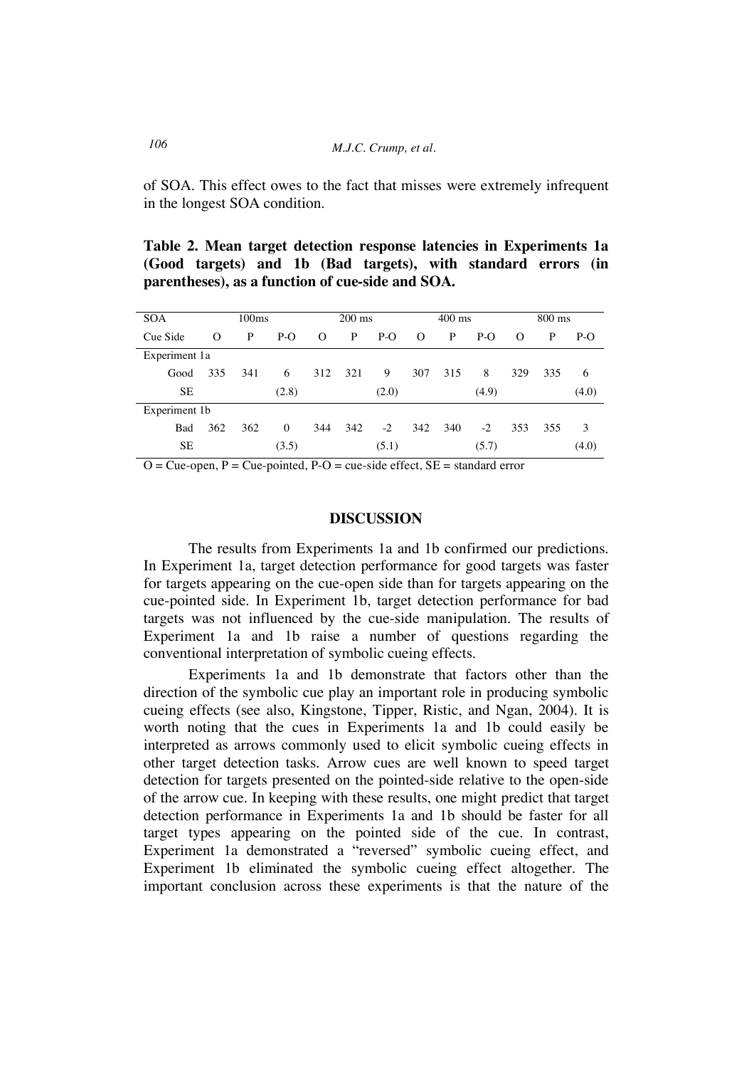of SOA. This effect owes to the fact that misses were extremely infrequent in the longest SOA condition.

**Table 2. Mean target detection response latencies in Experiments 1a (Good targets) and 1b (Bad targets), with standard errors (in parentheses), as a function of cue-side and SOA.**

| SOA | 100ms | | | 200 ms | | | 400 ms | | | 800 ms | | |
|---|---|---|---|---|---|---|---|---|---|---|---|---|
| Cue Side | O | P | P-O | O | P | P-O | O | P | P-O | O | P | P-O |
| Experiment 1a | | | | | | | | | | | | |
| Good | 335 | 341 | 6 | 312 | 321 | 9 | 307 | 315 | 8 | 329 | 335 | 6 |
| SE | | | (2.8) | | | (2.0) | | | (4.9) | | | (4.0) |
| Experiment 1b | | | | | | | | | | | | |
| Bad | 362 | 362 | 0 | 344 | 342 | -2 | 342 | 340 | -2 | 353 | 355 | 3 |
| SE | | | (3.5) | | | (5.1) | | | (5.7) | | | (4.0) |

O = Cue-open, P = Cue-pointed, P-O = cue-side effect, SE = standard error

## DISCUSSION

The results from Experiments 1a and 1b confirmed our predictions. In Experiment 1a, target detection performance for good targets was faster for targets appearing on the cue-open side than for targets appearing on the cue-pointed side. In Experiment 1b, target detection performance for bad targets was not influenced by the cue-side manipulation. The results of Experiment 1a and 1b raise a number of questions regarding the conventional interpretation of symbolic cueing effects.

Experiments 1a and 1b demonstrate that factors other than the direction of the symbolic cue play an important role in producing symbolic cueing effects (see also, Kingstone, Tipper, Ristic, and Ngan, 2004). It is worth noting that the cues in Experiments 1a and 1b could easily be interpreted as arrows commonly used to elicit symbolic cueing effects in other target detection tasks. Arrow cues are well known to speed target detection for targets presented on the pointed-side relative to the open-side of the arrow cue. In keeping with these results, one might predict that target detection performance in Experiments 1a and 1b should be faster for all target types appearing on the pointed side of the cue. In contrast, Experiment 1a demonstrated a "reversed" symbolic cueing effect, and Experiment 1b eliminated the symbolic cueing effect altogether. The important conclusion across these experiments is that the nature of the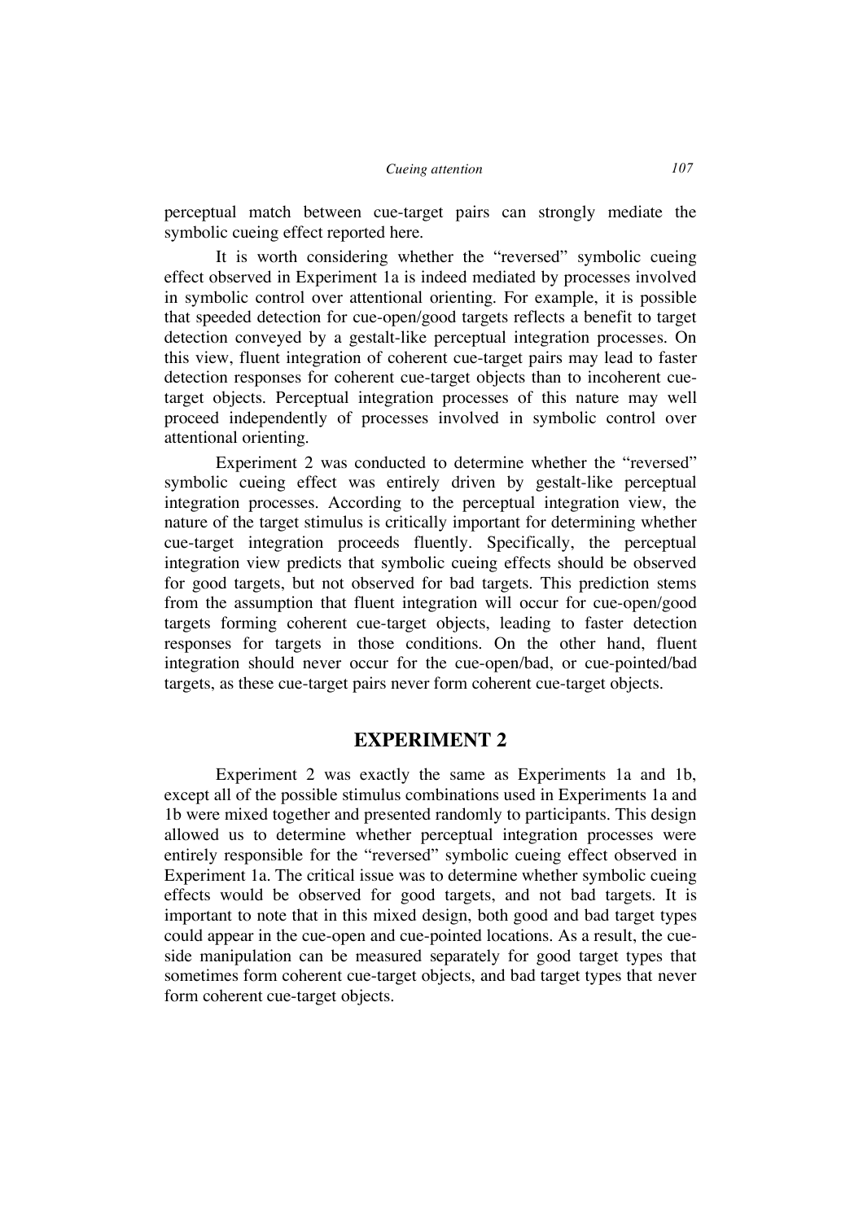perceptual match between cue-target pairs can strongly mediate the symbolic cueing effect reported here.

It is worth considering whether the "reversed" symbolic cueing effect observed in Experiment 1a is indeed mediated by processes involved in symbolic control over attentional orienting. For example, it is possible that speeded detection for cue-open/good targets reflects a benefit to target detection conveyed by a gestalt-like perceptual integration processes. On this view, fluent integration of coherent cue-target pairs may lead to faster detection responses for coherent cue-target objects than to incoherent cue-target objects. Perceptual integration processes of this nature may well proceed independently of processes involved in symbolic control over attentional orienting.

Experiment 2 was conducted to determine whether the "reversed" symbolic cueing effect was entirely driven by gestalt-like perceptual integration processes. According to the perceptual integration view, the nature of the target stimulus is critically important for determining whether cue-target integration proceeds fluently. Specifically, the perceptual integration view predicts that symbolic cueing effects should be observed for good targets, but not observed for bad targets. This prediction stems from the assumption that fluent integration will occur for cue-open/good targets forming coherent cue-target objects, leading to faster detection responses for targets in those conditions. On the other hand, fluent integration should never occur for the cue-open/bad, or cue-pointed/bad targets, as these cue-target pairs never form coherent cue-target objects.

## EXPERIMENT 2

Experiment 2 was exactly the same as Experiments 1a and 1b, except all of the possible stimulus combinations used in Experiments 1a and 1b were mixed together and presented randomly to participants. This design allowed us to determine whether perceptual integration processes were entirely responsible for the "reversed" symbolic cueing effect observed in Experiment 1a. The critical issue was to determine whether symbolic cueing effects would be observed for good targets, and not bad targets. It is important to note that in this mixed design, both good and bad target types could appear in the cue-open and cue-pointed locations. As a result, the cue-side manipulation can be measured separately for good target types that sometimes form coherent cue-target objects, and bad target types that never form coherent cue-target objects.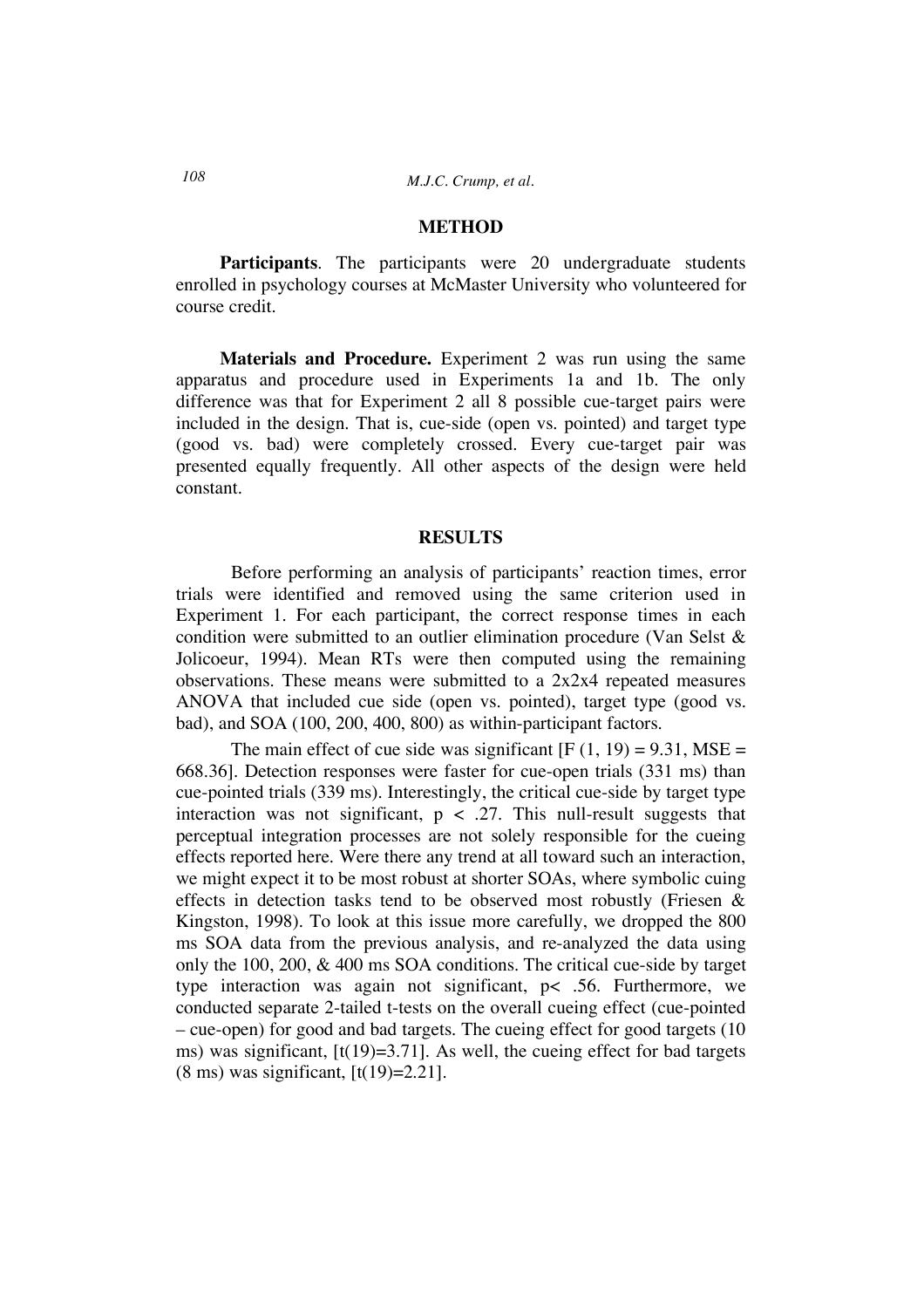## METHOD

**Participants**. The participants were 20 undergraduate students enrolled in psychology courses at McMaster University who volunteered for course credit.

**Materials and Procedure.** Experiment 2 was run using the same apparatus and procedure used in Experiments 1a and 1b. The only difference was that for Experiment 2 all 8 possible cue-target pairs were included in the design. That is, cue-side (open vs. pointed) and target type (good vs. bad) were completely crossed. Every cue-target pair was presented equally frequently. All other aspects of the design were held constant.

## RESULTS

Before performing an analysis of participants' reaction times, error trials were identified and removed using the same criterion used in Experiment 1. For each participant, the correct response times in each condition were submitted to an outlier elimination procedure (Van Selst & Jolicoeur, 1994). Mean RTs were then computed using the remaining observations. These means were submitted to a 2x2x4 repeated measures ANOVA that included cue side (open vs. pointed), target type (good vs. bad), and SOA (100, 200, 400, 800) as within-participant factors.

The main effect of cue side was significant [$F(1, 19) = 9.31$, $MSE = 668.36$]. Detection responses were faster for cue-open trials (331 ms) than cue-pointed trials (339 ms). Interestingly, the critical cue-side by target type interaction was not significant, $p < .27$. This null-result suggests that perceptual integration processes are not solely responsible for the cueing effects reported here. Were there any trend at all toward such an interaction, we might expect it to be most robust at shorter SOAs, where symbolic cuing effects in detection tasks tend to be observed most robustly (Friesen & Kingston, 1998). To look at this issue more carefully, we dropped the 800 ms SOA data from the previous analysis, and re-analyzed the data using only the 100, 200, & 400 ms SOA conditions. The critical cue-side by target type interaction was again not significant, $p < .56$. Furthermore, we conducted separate 2-tailed t-tests on the overall cueing effect (cue-pointed – cue-open) for good and bad targets. The cueing effect for good targets (10 ms) was significant, [$t(19)=3.71$]. As well, the cueing effect for bad targets (8 ms) was significant, [$t(19)=2.21$].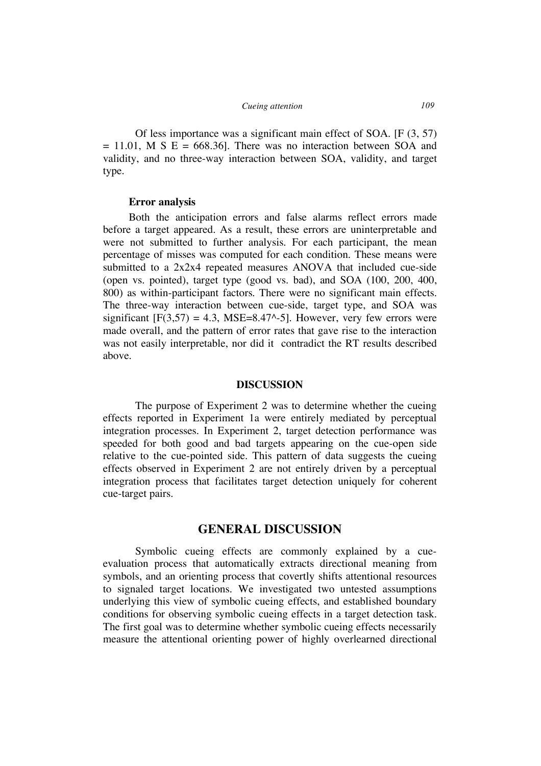Of less importance was a significant main effect of SOA. [$F(3, 57) = 11.01$, $MSE = 668.36$]. There was no interaction between SOA and validity, and no three-way interaction between SOA, validity, and target type.

### Error analysis

Both the anticipation errors and false alarms reflect errors made before a target appeared. As a result, these errors are uninterpretable and were not submitted to further analysis. For each participant, the mean percentage of misses was computed for each condition. These means were submitted to a 2x2x4 repeated measures ANOVA that included cue-side (open vs. pointed), target type (good vs. bad), and SOA (100, 200, 400, 800) as within-participant factors. There were no significant main effects. The three-way interaction between cue-side, target type, and SOA was significant [$F(3,57) = 4.3$, $MSE=8.47$^-5]. However, very few errors were made overall, and the pattern of error rates that gave rise to the interaction was not easily interpretable, nor did it contradict the RT results described above.

## DISCUSSION

The purpose of Experiment 2 was to determine whether the cueing effects reported in Experiment 1a were entirely mediated by perceptual integration processes. In Experiment 2, target detection performance was speeded for both good and bad targets appearing on the cue-open side relative to the cue-pointed side. This pattern of data suggests the cueing effects observed in Experiment 2 are not entirely driven by a perceptual integration process that facilitates target detection uniquely for coherent cue-target pairs.

## GENERAL DISCUSSION

Symbolic cueing effects are commonly explained by a cue-evaluation process that automatically extracts directional meaning from symbols, and an orienting process that covertly shifts attentional resources to signaled target locations. We investigated two untested assumptions underlying this view of symbolic cueing effects, and established boundary conditions for observing symbolic cueing effects in a target detection task. The first goal was to determine whether symbolic cueing effects necessarily measure the attentional orienting power of highly overlearned directional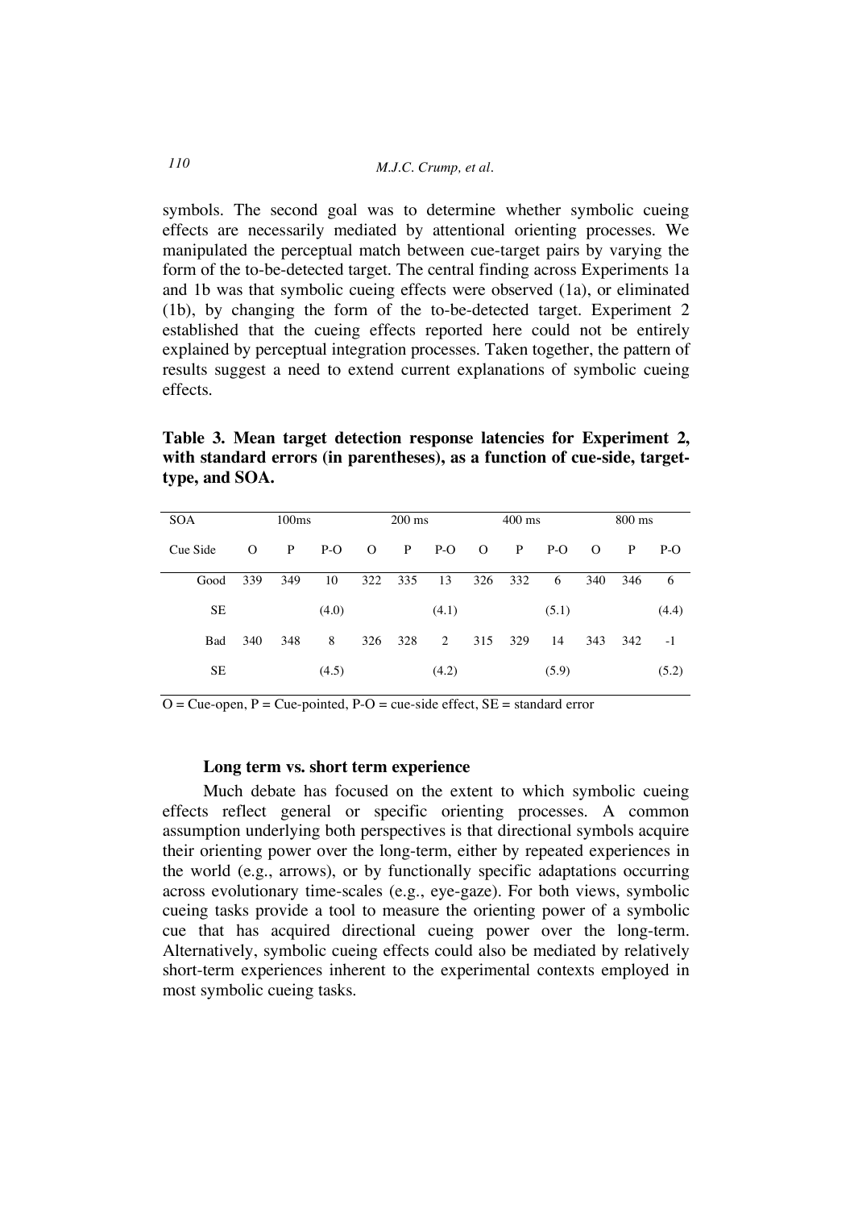symbols. The second goal was to determine whether symbolic cueing effects are necessarily mediated by attentional orienting processes. We manipulated the perceptual match between cue-target pairs by varying the form of the to-be-detected target. The central finding across Experiments 1a and 1b was that symbolic cueing effects were observed (1a), or eliminated (1b), by changing the form of the to-be-detected target. Experiment 2 established that the cueing effects reported here could not be entirely explained by perceptual integration processes. Taken together, the pattern of results suggest a need to extend current explanations of symbolic cueing effects.

**Table 3. Mean target detection response latencies for Experiment 2, with standard errors (in parentheses), as a function of cue-side, target-type, and SOA.**

| SOA | 100ms | | | 200 ms | | | 400 ms | | | 800 ms | | |
|---|---|---|---|---|---|---|---|---|---|---|---|---|
| Cue Side | O | P | P-O | O | P | P-O | O | P | P-O | O | P | P-O |
| Good | 339 | 349 | 10 | 322 | 335 | 13 | 326 | 332 | 6 | 340 | 346 | 6 |
| SE | | | (4.0) | | | (4.1) | | | (5.1) | | | (4.4) |
| Bad | 340 | 348 | 8 | 326 | 328 | 2 | 315 | 329 | 14 | 343 | 342 | -1 |
| SE | | | (4.5) | | | (4.2) | | | (5.9) | | | (5.2) |

O = Cue-open, P = Cue-pointed, P-O = cue-side effect, SE = standard error

### Long term vs. short term experience

Much debate has focused on the extent to which symbolic cueing effects reflect general or specific orienting processes. A common assumption underlying both perspectives is that directional symbols acquire their orienting power over the long-term, either by repeated experiences in the world (e.g., arrows), or by functionally specific adaptations occurring across evolutionary time-scales (e.g., eye-gaze). For both views, symbolic cueing tasks provide a tool to measure the orienting power of a symbolic cue that has acquired directional cueing power over the long-term. Alternatively, symbolic cueing effects could also be mediated by relatively short-term experiences inherent to the experimental contexts employed in most symbolic cueing tasks.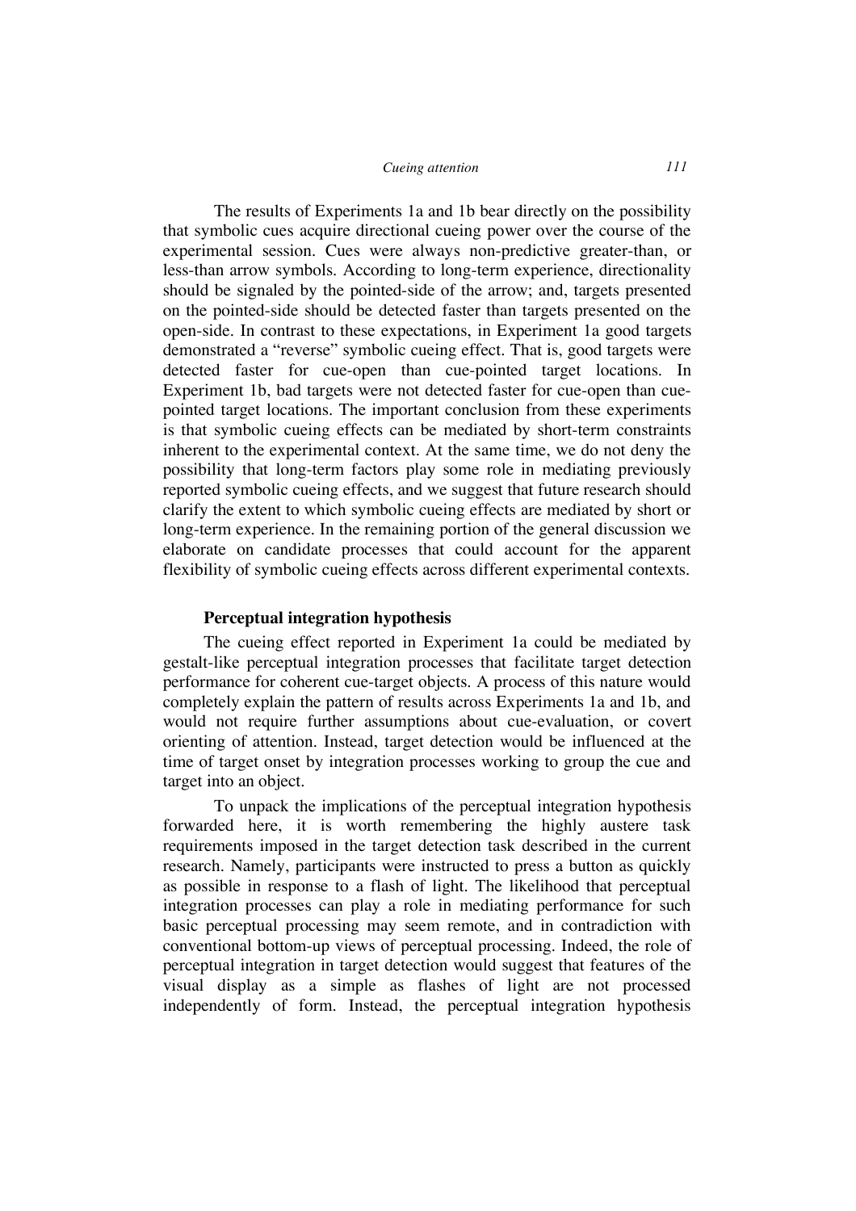The results of Experiments 1a and 1b bear directly on the possibility that symbolic cues acquire directional cueing power over the course of the experimental session. Cues were always non-predictive greater-than, or less-than arrow symbols. According to long-term experience, directionality should be signaled by the pointed-side of the arrow; and, targets presented on the pointed-side should be detected faster than targets presented on the open-side. In contrast to these expectations, in Experiment 1a good targets demonstrated a "reverse" symbolic cueing effect. That is, good targets were detected faster for cue-open than cue-pointed target locations. In Experiment 1b, bad targets were not detected faster for cue-open than cue-pointed target locations. The important conclusion from these experiments is that symbolic cueing effects can be mediated by short-term constraints inherent to the experimental context. At the same time, we do not deny the possibility that long-term factors play some role in mediating previously reported symbolic cueing effects, and we suggest that future research should clarify the extent to which symbolic cueing effects are mediated by short or long-term experience. In the remaining portion of the general discussion we elaborate on candidate processes that could account for the apparent flexibility of symbolic cueing effects across different experimental contexts.

### Perceptual integration hypothesis

The cueing effect reported in Experiment 1a could be mediated by gestalt-like perceptual integration processes that facilitate target detection performance for coherent cue-target objects. A process of this nature would completely explain the pattern of results across Experiments 1a and 1b, and would not require further assumptions about cue-evaluation, or covert orienting of attention. Instead, target detection would be influenced at the time of target onset by integration processes working to group the cue and target into an object.

To unpack the implications of the perceptual integration hypothesis forwarded here, it is worth remembering the highly austere task requirements imposed in the target detection task described in the current research. Namely, participants were instructed to press a button as quickly as possible in response to a flash of light. The likelihood that perceptual integration processes can play a role in mediating performance for such basic perceptual processing may seem remote, and in contradiction with conventional bottom-up views of perceptual processing. Indeed, the role of perceptual integration in target detection would suggest that features of the visual display as a simple as flashes of light are not processed independently of form. Instead, the perceptual integration hypothesis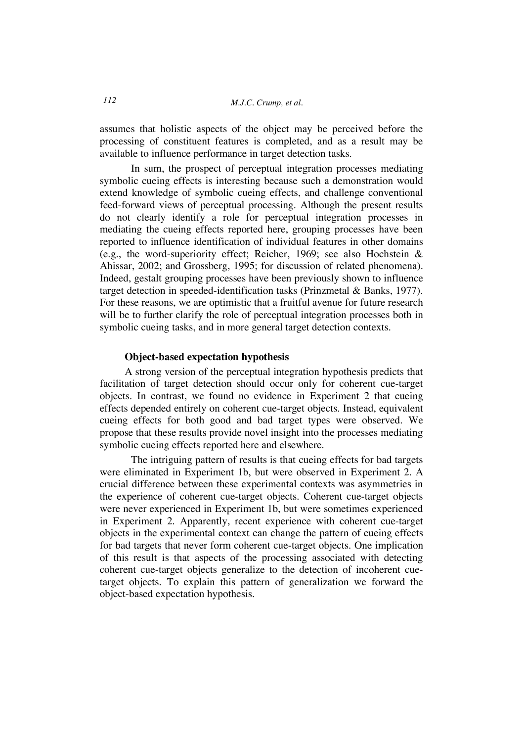assumes that holistic aspects of the object may be perceived before the processing of constituent features is completed, and as a result may be available to influence performance in target detection tasks.

In sum, the prospect of perceptual integration processes mediating symbolic cueing effects is interesting because such a demonstration would extend knowledge of symbolic cueing effects, and challenge conventional feed-forward views of perceptual processing. Although the present results do not clearly identify a role for perceptual integration processes in mediating the cueing effects reported here, grouping processes have been reported to influence identification of individual features in other domains (e.g., the word-superiority effect; Reicher, 1969; see also Hochstein & Ahissar, 2002; and Grossberg, 1995; for discussion of related phenomena). Indeed, gestalt grouping processes have been previously shown to influence target detection in speeded-identification tasks (Prinzmetal & Banks, 1977). For these reasons, we are optimistic that a fruitful avenue for future research will be to further clarify the role of perceptual integration processes both in symbolic cueing tasks, and in more general target detection contexts.

### Object-based expectation hypothesis

A strong version of the perceptual integration hypothesis predicts that facilitation of target detection should occur only for coherent cue-target objects. In contrast, we found no evidence in Experiment 2 that cueing effects depended entirely on coherent cue-target objects. Instead, equivalent cueing effects for both good and bad target types were observed. We propose that these results provide novel insight into the processes mediating symbolic cueing effects reported here and elsewhere.

The intriguing pattern of results is that cueing effects for bad targets were eliminated in Experiment 1b, but were observed in Experiment 2. A crucial difference between these experimental contexts was asymmetries in the experience of coherent cue-target objects. Coherent cue-target objects were never experienced in Experiment 1b, but were sometimes experienced in Experiment 2. Apparently, recent experience with coherent cue-target objects in the experimental context can change the pattern of cueing effects for bad targets that never form coherent cue-target objects. One implication of this result is that aspects of the processing associated with detecting coherent cue-target objects generalize to the detection of incoherent cue-target objects. To explain this pattern of generalization we forward the object-based expectation hypothesis.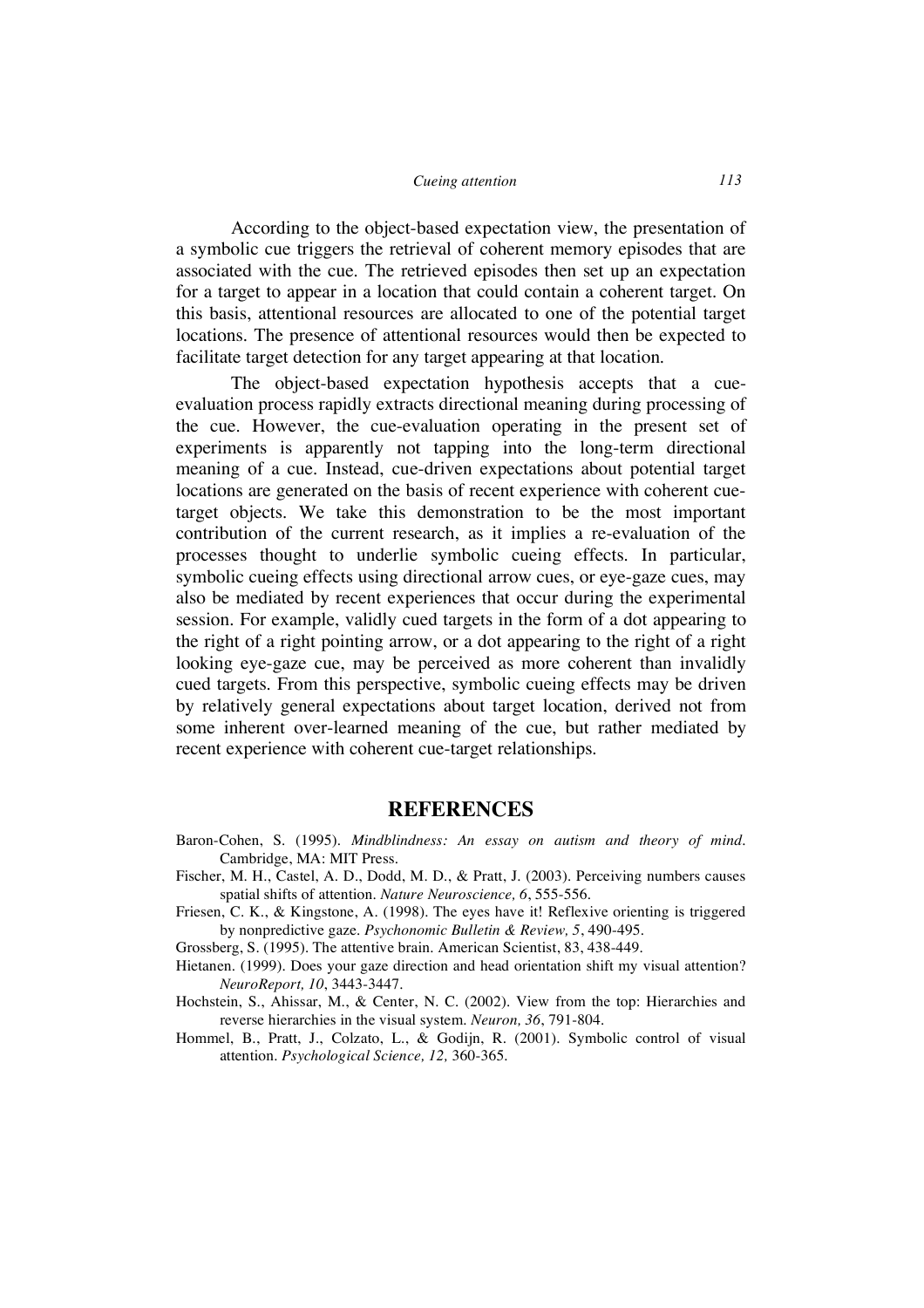According to the object-based expectation view, the presentation of a symbolic cue triggers the retrieval of coherent memory episodes that are associated with the cue. The retrieved episodes then set up an expectation for a target to appear in a location that could contain a coherent target. On this basis, attentional resources are allocated to one of the potential target locations. The presence of attentional resources would then be expected to facilitate target detection for any target appearing at that location.

The object-based expectation hypothesis accepts that a cue-evaluation process rapidly extracts directional meaning during processing of the cue. However, the cue-evaluation operating in the present set of experiments is apparently not tapping into the long-term directional meaning of a cue. Instead, cue-driven expectations about potential target locations are generated on the basis of recent experience with coherent cue-target objects. We take this demonstration to be the most important contribution of the current research, as it implies a re-evaluation of the processes thought to underlie symbolic cueing effects. In particular, symbolic cueing effects using directional arrow cues, or eye-gaze cues, may also be mediated by recent experiences that occur during the experimental session. For example, validly cued targets in the form of a dot appearing to the right of a right pointing arrow, or a dot appearing to the right of a right looking eye-gaze cue, may be perceived as more coherent than invalidly cued targets. From this perspective, symbolic cueing effects may be driven by relatively general expectations about target location, derived not from some inherent over-learned meaning of the cue, but rather mediated by recent experience with coherent cue-target relationships.

## REFERENCES

Baron-Cohen, S. (1995). *Mindblindness: An essay on autism and theory of mind*. Cambridge, MA: MIT Press.

Fischer, M. H., Castel, A. D., Dodd, M. D., & Pratt, J. (2003). Perceiving numbers causes spatial shifts of attention. *Nature Neuroscience, 6*, 555-556.

Friesen, C. K., & Kingstone, A. (1998). The eyes have it! Reflexive orienting is triggered by nonpredictive gaze. *Psychonomic Bulletin & Review, 5*, 490-495.

Grossberg, S. (1995). The attentive brain. American Scientist, 83, 438-449.

Hietanen. (1999). Does your gaze direction and head orientation shift my visual attention? *NeuroReport, 10*, 3443-3447.

Hochstein, S., Ahissar, M., & Center, N. C. (2002). View from the top: Hierarchies and reverse hierarchies in the visual system. *Neuron, 36*, 791-804.

Hommel, B., Pratt, J., Colzato, L., & Godijn, R. (2001). Symbolic control of visual attention. *Psychological Science, 12,* 360-365.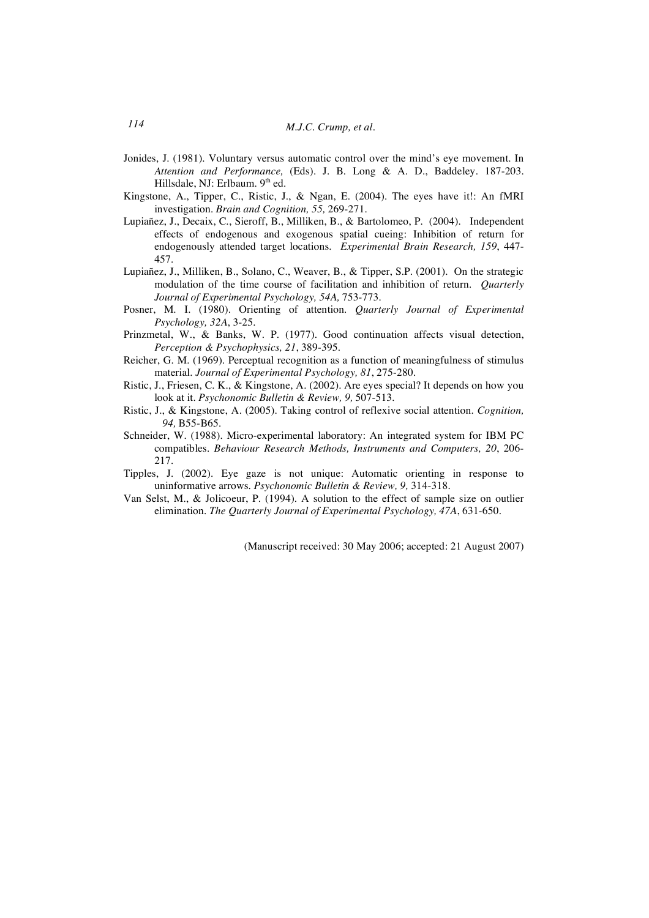Jonides, J. (1981). Voluntary versus automatic control over the mind's eye movement. In *Attention and Performance,* (Eds). J. B. Long & A. D., Baddeley. 187-203. Hillsdale, NJ: Erlbaum. 9th ed.

Kingstone, A., Tipper, C., Ristic, J., & Ngan, E. (2004). The eyes have it!: An fMRI investigation. *Brain and Cognition, 55,* 269-271.

Lupiañez, J., Decaix, C., Sieroff, B., Milliken, B., & Bartolomeo, P. (2004). Independent effects of endogenous and exogenous spatial cueing: Inhibition of return for endogenously attended target locations. *Experimental Brain Research, 159*, 447-457.

Lupiañez, J., Milliken, B., Solano, C., Weaver, B., & Tipper, S.P. (2001). On the strategic modulation of the time course of facilitation and inhibition of return. *Quarterly Journal of Experimental Psychology, 54A,* 753-773.

Posner, M. I. (1980). Orienting of attention. *Quarterly Journal of Experimental Psychology, 32A*, 3-25.

Prinzmetal, W., & Banks, W. P. (1977). Good continuation affects visual detection, *Perception & Psychophysics, 21*, 389-395.

Reicher, G. M. (1969). Perceptual recognition as a function of meaningfulness of stimulus material. *Journal of Experimental Psychology, 81*, 275-280.

Ristic, J., Friesen, C. K., & Kingstone, A. (2002). Are eyes special? It depends on how you look at it. *Psychonomic Bulletin & Review, 9,* 507-513.

Ristic, J., & Kingstone, A. (2005). Taking control of reflexive social attention. *Cognition, 94,* B55-B65.

Schneider, W. (1988). Micro-experimental laboratory: An integrated system for IBM PC compatibles. *Behaviour Research Methods, Instruments and Computers, 20*, 206-217.

Tipples, J. (2002). Eye gaze is not unique: Automatic orienting in response to uninformative arrows. *Psychonomic Bulletin & Review, 9,* 314-318.

Van Selst, M., & Jolicoeur, P. (1994). A solution to the effect of sample size on outlier elimination. *The Quarterly Journal of Experimental Psychology, 47A*, 631-650.

(Manuscript received: 30 May 2006; accepted: 21 August 2007)